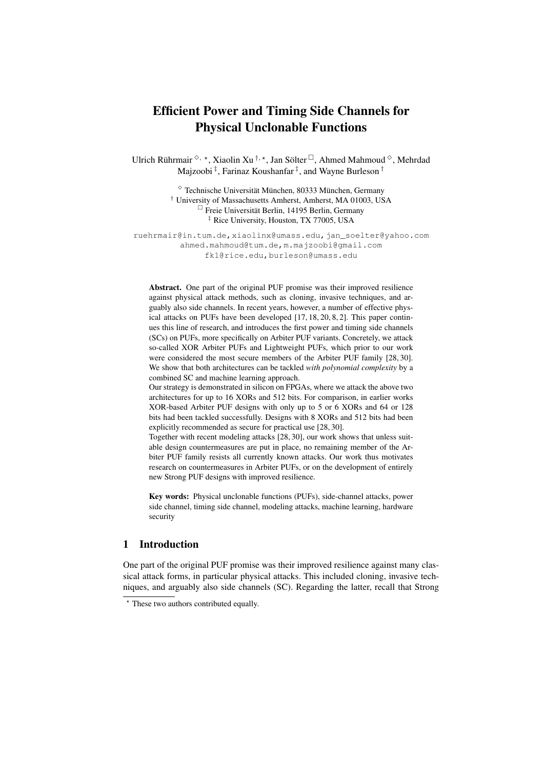# Efficient Power and Timing Side Channels for Physical Unclonable Functions

Ulrich Rührmair [◇, ⋆], Xiaolin Xu [†, ⋆], Jan Sölter [□], Ahmed Mahmoud [◇], Mehrdad Majzoobi [‡], Farinaz Koushanfar [‡], and Wayne Burleson [†]

[◇] Technische Universität München, 80333 München, Germany
[†] University of Massachusetts Amherst, Amherst, MA 01003, USA
[□] Freie Universität Berlin, 14195 Berlin, Germany
[‡] Rice University, Houston, TX 77005, USA

ruehrmair@in.tum.de, xiaolinx@umass.edu, jan_soelter@yahoo.com
ahmed.mahmoud@tum.de, m.majzoobi@gmail.com
fk1@rice.edu, burleson@umass.edu

**Abstract.** One part of the original PUF promise was their improved resilience against physical attack methods, such as cloning, invasive techniques, and arguably also side channels. In recent years, however, a number of effective physical attacks on PUFs have been developed [17, 18, 20, 8, 2]. This paper continues this line of research, and introduces the first power and timing side channels (SCs) on PUFs, more specifically on Arbiter PUF variants. Concretely, we attack so-called XOR Arbiter PUFs and Lightweight PUFs, which prior to our work were considered the most secure members of the Arbiter PUF family [28, 30]. We show that both architectures can be tackled *with polynomial complexity* by a combined SC and machine learning approach.
Our strategy is demonstrated in silicon on FPGAs, where we attack the above two architectures for up to 16 XORs and 512 bits. For comparison, in earlier works XOR-based Arbiter PUF designs with only up to 5 or 6 XORs and 64 or 128 bits had been tackled successfully. Designs with 8 XORs and 512 bits had been explicitly recommended as secure for practical use [28, 30].
Together with recent modeling attacks [28, 30], our work shows that unless suitable design countermeasures are put in place, no remaining member of the Arbiter PUF family resists all currently known attacks. Our work thus motivates research on countermeasures in Arbiter PUFs, or on the development of entirely new Strong PUF designs with improved resilience.

**Key words:** Physical unclonable functions (PUFs), side-channel attacks, power side channel, timing side channel, modeling attacks, machine learning, hardware security

## 1 Introduction

One part of the original PUF promise was their improved resilience against many classical attack forms, in particular physical attacks. This included cloning, invasive techniques, and arguably also side channels (SC). Regarding the latter, recall that Strong

[⋆] These two authors contributed equally.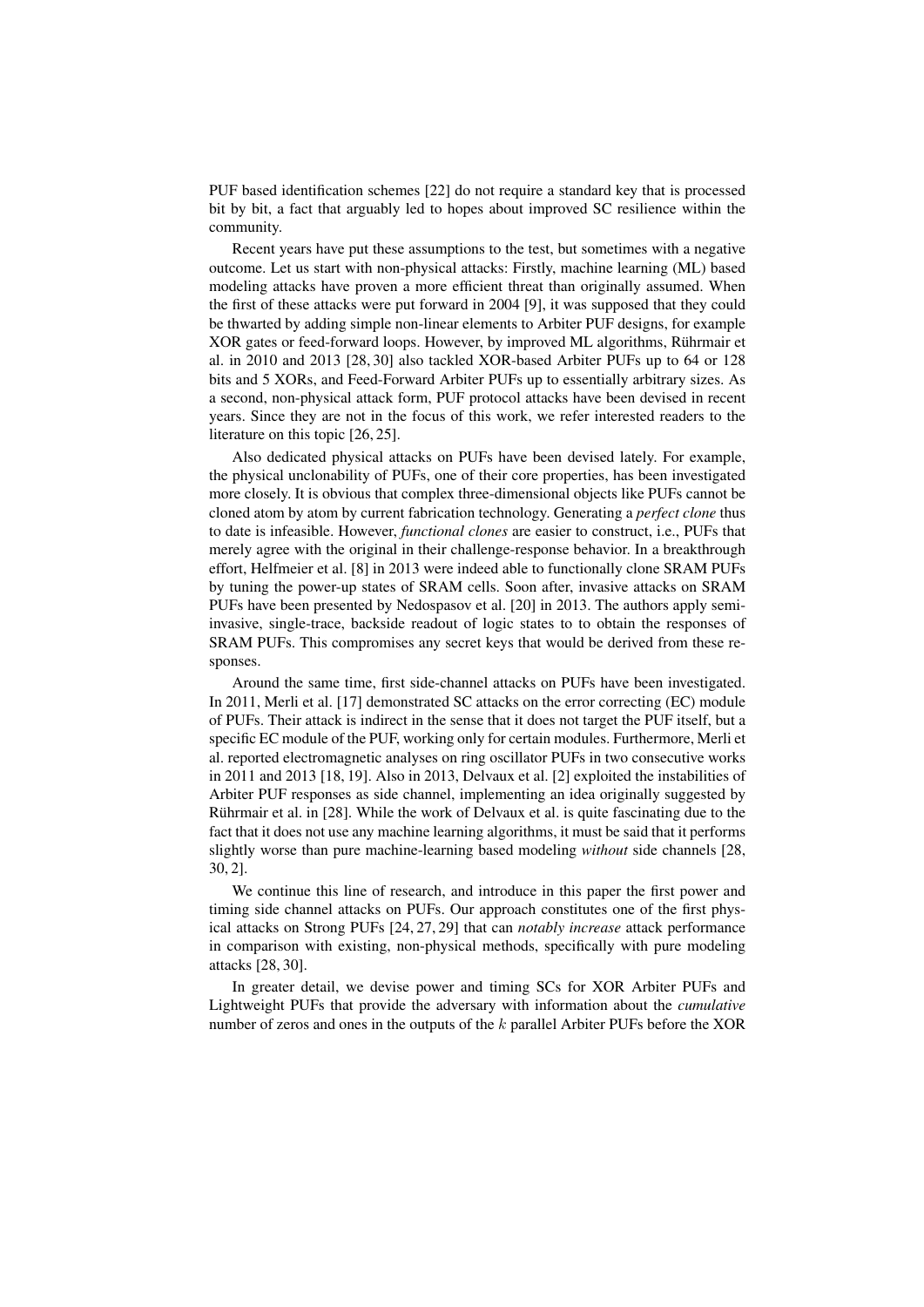PUF based identification schemes [22] do not require a standard key that is processed bit by bit, a fact that arguably led to hopes about improved SC resilience within the community.

Recent years have put these assumptions to the test, but sometimes with a negative outcome. Let us start with non-physical attacks: Firstly, machine learning (ML) based modeling attacks have proven a more efficient threat than originally assumed. When the first of these attacks were put forward in 2004 [9], it was supposed that they could be thwarted by adding simple non-linear elements to Arbiter PUF designs, for example XOR gates or feed-forward loops. However, by improved ML algorithms, Rührmair et al. in 2010 and 2013 [28, 30] also tackled XOR-based Arbiter PUFs up to 64 or 128 bits and 5 XORs, and Feed-Forward Arbiter PUFs up to essentially arbitrary sizes. As a second, non-physical attack form, PUF protocol attacks have been devised in recent years. Since they are not in the focus of this work, we refer interested readers to the literature on this topic [26, 25].

Also dedicated physical attacks on PUFs have been devised lately. For example, the physical unclonability of PUFs, one of their core properties, has been investigated more closely. It is obvious that complex three-dimensional objects like PUFs cannot be cloned atom by atom by current fabrication technology. Generating a *perfect clone* thus to date is infeasible. However, *functional clones* are easier to construct, i.e., PUFs that merely agree with the original in their challenge-response behavior. In a breakthrough effort, Helfmeier et al. [8] in 2013 were indeed able to functionally clone SRAM PUFs by tuning the power-up states of SRAM cells. Soon after, invasive attacks on SRAM PUFs have been presented by Nedospasov et al. [20] in 2013. The authors apply semi-invasive, single-trace, backside readout of logic states to to obtain the responses of SRAM PUFs. This compromises any secret keys that would be derived from these responses.

Around the same time, first side-channel attacks on PUFs have been investigated. In 2011, Merli et al. [17] demonstrated SC attacks on the error correcting (EC) module of PUFs. Their attack is indirect in the sense that it does not target the PUF itself, but a specific EC module of the PUF, working only for certain modules. Furthermore, Merli et al. reported electromagnetic analyses on ring oscillator PUFs in two consecutive works in 2011 and 2013 [18, 19]. Also in 2013, Delvaux et al. [2] exploited the instabilities of Arbiter PUF responses as side channel, implementing an idea originally suggested by Rührmair et al. in [28]. While the work of Delvaux et al. is quite fascinating due to the fact that it does not use any machine learning algorithms, it must be said that it performs slightly worse than pure machine-learning based modeling *without* side channels [28, 30, 2].

We continue this line of research, and introduce in this paper the first power and timing side channel attacks on PUFs. Our approach constitutes one of the first physical attacks on Strong PUFs [24, 27, 29] that can *notably increase* attack performance in comparison with existing, non-physical methods, specifically with pure modeling attacks [28, 30].

In greater detail, we devise power and timing SCs for XOR Arbiter PUFs and Lightweight PUFs that provide the adversary with information about the *cumulative* number of zeros and ones in the outputs of the $k$ parallel Arbiter PUFs before the XOR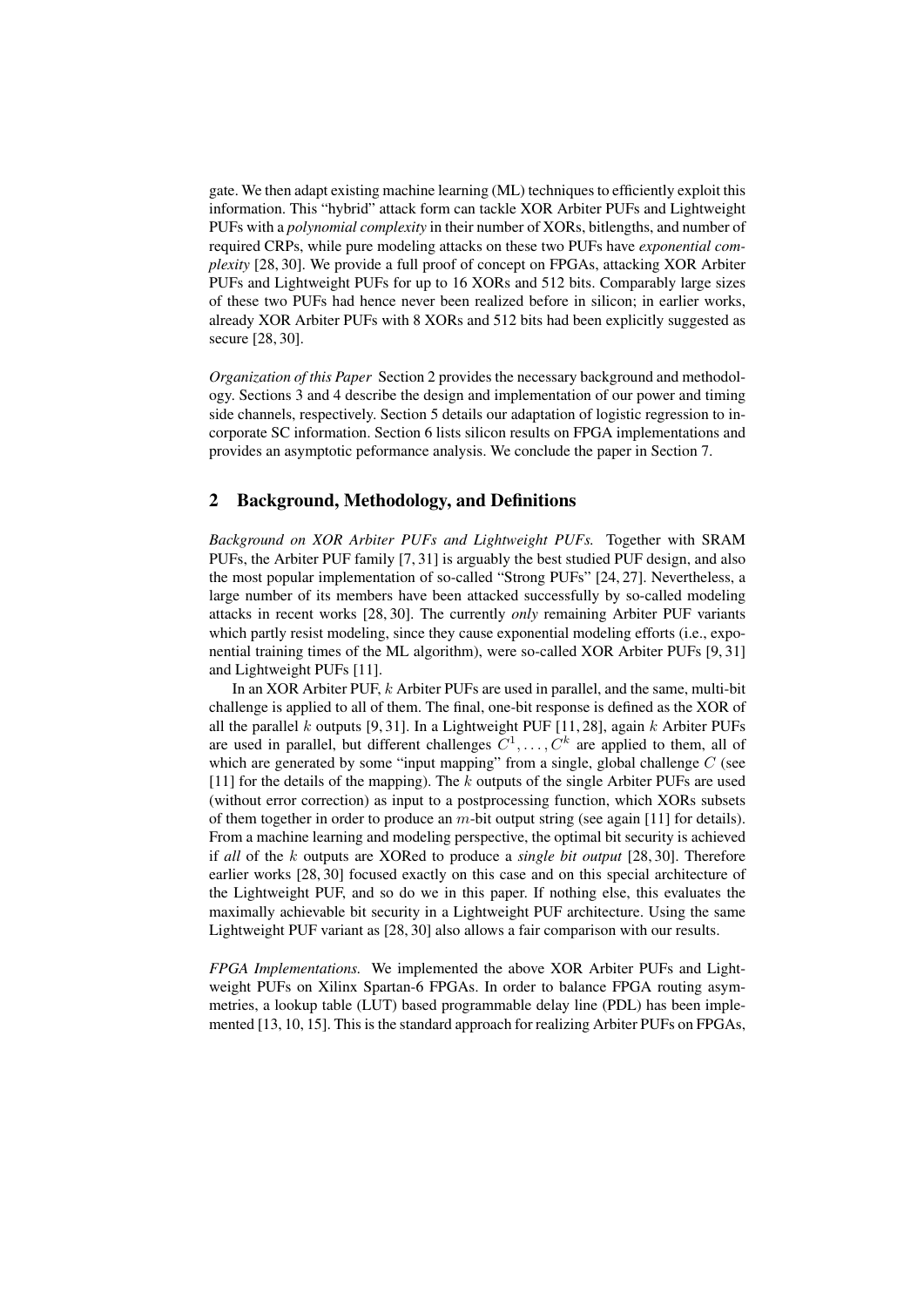gate. We then adapt existing machine learning (ML) techniques to efficiently exploit this information. This "hybrid" attack form can tackle XOR Arbiter PUFs and Lightweight PUFs with a *polynomial complexity* in their number of XORs, bitlengths, and number of required CRPs, while pure modeling attacks on these two PUFs have *exponential complexity* [28, 30]. We provide a full proof of concept on FPGAs, attacking XOR Arbiter PUFs and Lightweight PUFs for up to 16 XORs and 512 bits. Comparably large sizes of these two PUFs had hence never been realized before in silicon; in earlier works, already XOR Arbiter PUFs with 8 XORs and 512 bits had been explicitly suggested as secure [28, 30].

*Organization of this Paper* Section 2 provides the necessary background and methodology. Sections 3 and 4 describe the design and implementation of our power and timing side channels, respectively. Section 5 details our adaptation of logistic regression to incorporate SC information. Section 6 lists silicon results on FPGA implementations and provides an asymptotic peformance analysis. We conclude the paper in Section 7.

## 2 Background, Methodology, and Definitions

*Background on XOR Arbiter PUFs and Lightweight PUFs.* Together with SRAM PUFs, the Arbiter PUF family [7, 31] is arguably the best studied PUF design, and also the most popular implementation of so-called "Strong PUFs" [24, 27]. Nevertheless, a large number of its members have been attacked successfully by so-called modeling attacks in recent works [28, 30]. The currently *only* remaining Arbiter PUF variants which partly resist modeling, since they cause exponential modeling efforts (i.e., exponential training times of the ML algorithm), were so-called XOR Arbiter PUFs [9, 31] and Lightweight PUFs [11].

In an XOR Arbiter PUF, $k$ Arbiter PUFs are used in parallel, and the same, multi-bit challenge is applied to all of them. The final, one-bit response is defined as the XOR of all the parallel $k$ outputs [9, 31]. In a Lightweight PUF [11, 28], again $k$ Arbiter PUFs are used in parallel, but different challenges $C^1, \ldots, C^k$ are applied to them, all of which are generated by some "input mapping" from a single, global challenge $C$ (see [11] for the details of the mapping). The $k$ outputs of the single Arbiter PUFs are used (without error correction) as input to a postprocessing function, which XORs subsets of them together in order to produce an $m$-bit output string (see again [11] for details). From a machine learning and modeling perspective, the optimal bit security is achieved if *all* of the $k$ outputs are XORed to produce a *single bit output* [28, 30]. Therefore earlier works [28, 30] focused exactly on this case and on this special architecture of the Lightweight PUF, and so do we in this paper. If nothing else, this evaluates the maximally achievable bit security in a Lightweight PUF architecture. Using the same Lightweight PUF variant as [28, 30] also allows a fair comparison with our results.

*FPGA Implementations.* We implemented the above XOR Arbiter PUFs and Lightweight PUFs on Xilinx Spartan-6 FPGAs. In order to balance FPGA routing asymmetries, a lookup table (LUT) based programmable delay line (PDL) has been implemented [13, 10, 15]. This is the standard approach for realizing Arbiter PUFs on FPGAs,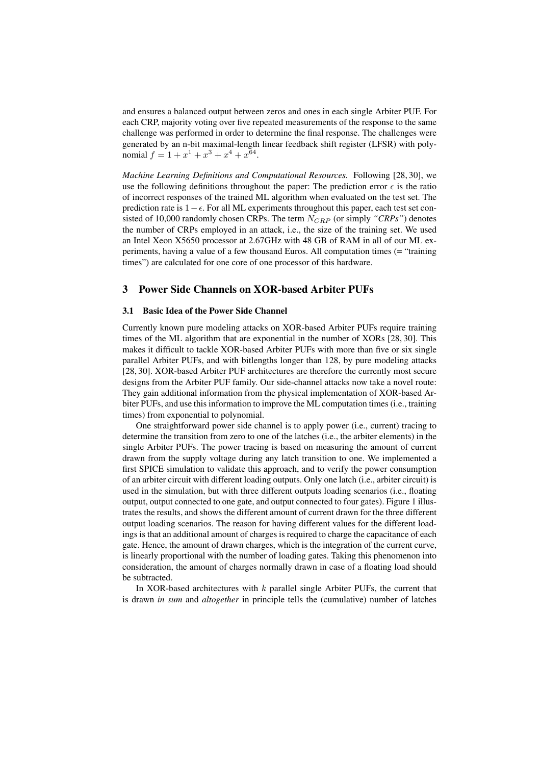and ensures a balanced output between zeros and ones in each single Arbiter PUF. For each CRP, majority voting over five repeated measurements of the response to the same challenge was performed in order to determine the final response. The challenges were generated by an n-bit maximal-length linear feedback shift register (LFSR) with polynomial $f = 1 + x^1 + x^3 + x^4 + x^{64}$.

*Machine Learning Definitions and Computational Resources.* Following [28, 30], we use the following definitions throughout the paper: The prediction error $\epsilon$ is the ratio of incorrect responses of the trained ML algorithm when evaluated on the test set. The prediction rate is $1 - \epsilon$. For all ML experiments throughout this paper, each test set consisted of 10,000 randomly chosen CRPs. The term $N_{CRP}$ (or simply *"CRPs"*) denotes the number of CRPs employed in an attack, i.e., the size of the training set. We used an Intel Xeon X5650 processor at 2.67GHz with 48 GB of RAM in all of our ML experiments, having a value of a few thousand Euros. All computation times (= "training times") are calculated for one core of one processor of this hardware.

## 3 Power Side Channels on XOR-based Arbiter PUFs

### 3.1 Basic Idea of the Power Side Channel

Currently known pure modeling attacks on XOR-based Arbiter PUFs require training times of the ML algorithm that are exponential in the number of XORs [28, 30]. This makes it difficult to tackle XOR-based Arbiter PUFs with more than five or six single parallel Arbiter PUFs, and with bitlengths longer than 128, by pure modeling attacks [28, 30]. XOR-based Arbiter PUF architectures are therefore the currently most secure designs from the Arbiter PUF family. Our side-channel attacks now take a novel route: They gain additional information from the physical implementation of XOR-based Arbiter PUFs, and use this information to improve the ML computation times (i.e., training times) from exponential to polynomial.

One straightforward power side channel is to apply power (i.e., current) tracing to determine the transition from zero to one of the latches (i.e., the arbiter elements) in the single Arbiter PUFs. The power tracing is based on measuring the amount of current drawn from the supply voltage during any latch transition to one. We implemented a first SPICE simulation to validate this approach, and to verify the power consumption of an arbiter circuit with different loading outputs. Only one latch (i.e., arbiter circuit) is used in the simulation, but with three different outputs loading scenarios (i.e., floating output, output connected to one gate, and output connected to four gates). Figure 1 illustrates the results, and shows the different amount of current drawn for the three different output loading scenarios. The reason for having different values for the different loadings is that an additional amount of charges is required to charge the capacitance of each gate. Hence, the amount of drawn charges, which is the integration of the current curve, is linearly proportional with the number of loading gates. Taking this phenomenon into consideration, the amount of charges normally drawn in case of a floating load should be subtracted.

In XOR-based architectures with $k$ parallel single Arbiter PUFs, the current that is drawn *in sum* and *altogether* in principle tells the (cumulative) number of latches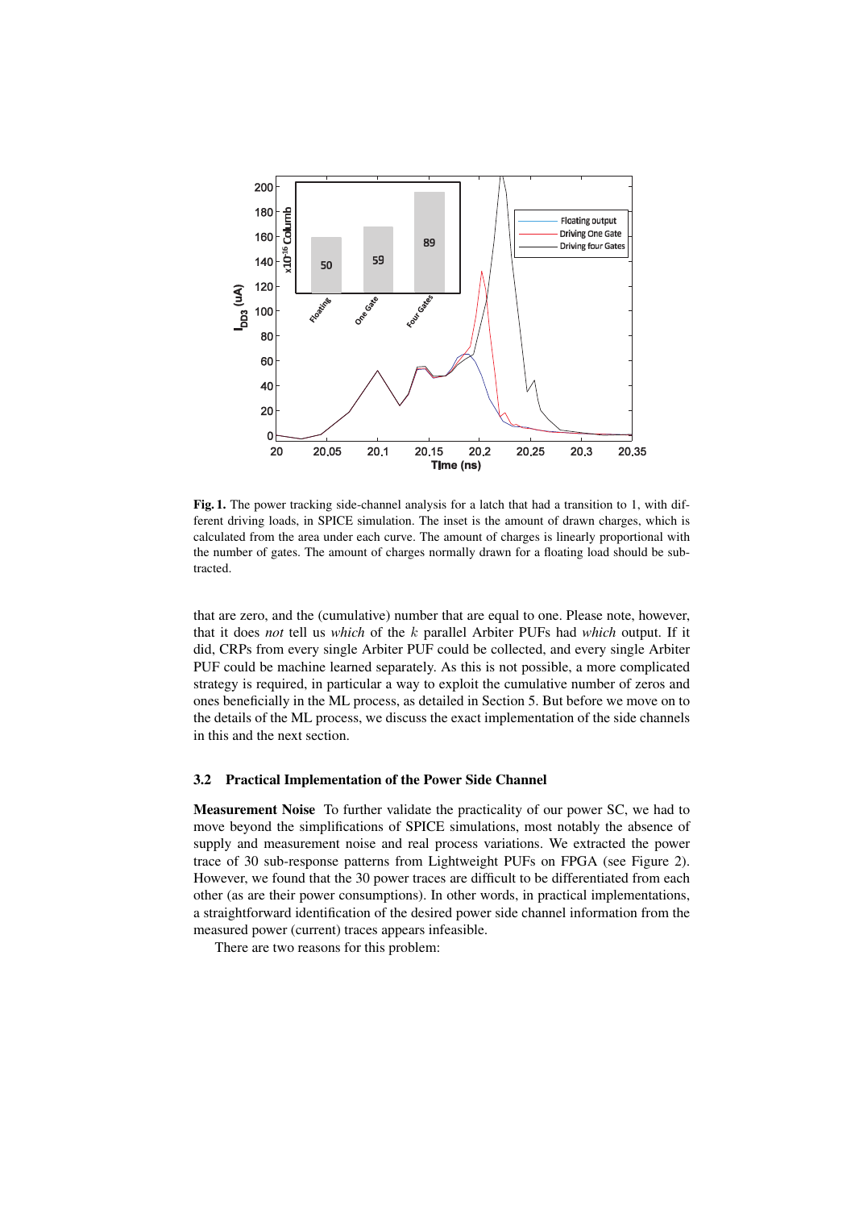**Fig. 1.** The power tracking side-channel analysis for a latch that had a transition to 1, with different driving loads, in SPICE simulation. The inset is the amount of drawn charges, which is calculated from the area under each curve. The amount of charges is linearly proportional with the number of gates. The amount of charges normally drawn for a floating load should be subtracted.

that are zero, and the (cumulative) number that are equal to one. Please note, however, that it does *not* tell us *which* of the $k$ parallel Arbiter PUFs had *which* output. If it did, CRPs from every single Arbiter PUF could be collected, and every single Arbiter PUF could be machine learned separately. As this is not possible, a more complicated strategy is required, in particular a way to exploit the cumulative number of zeros and ones beneficially in the ML process, as detailed in Section 5. But before we move on to the details of the ML process, we discuss the exact implementation of the side channels in this and the next section.

### 3.2 Practical Implementation of the Power Side Channel

**Measurement Noise** To further validate the practicality of our power SC, we had to move beyond the simplifications of SPICE simulations, most notably the absence of supply and measurement noise and real process variations. We extracted the power trace of 30 sub-response patterns from Lightweight PUFs on FPGA (see Figure 2). However, we found that the 30 power traces are difficult to be differentiated from each other (as are their power consumptions). In other words, in practical implementations, a straightforward identification of the desired power side channel information from the measured power (current) traces appears infeasible.

There are two reasons for this problem: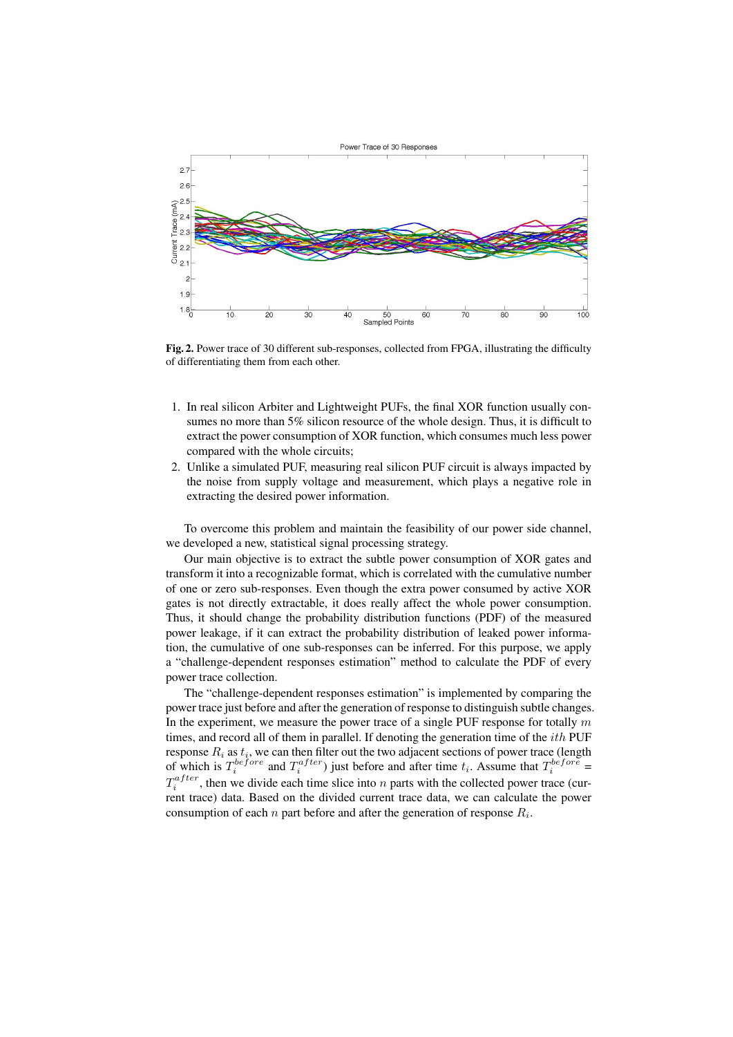**Fig. 2.** Power trace of 30 different sub-responses, collected from FPGA, illustrating the difficulty of differentiating them from each other.

1. In real silicon Arbiter and Lightweight PUFs, the final XOR function usually consumes no more than 5% silicon resource of the whole design. Thus, it is difficult to extract the power consumption of XOR function, which consumes much less power compared with the whole circuits;
2. Unlike a simulated PUF, measuring real silicon PUF circuit is always impacted by the noise from supply voltage and measurement, which plays a negative role in extracting the desired power information.

To overcome this problem and maintain the feasibility of our power side channel, we developed a new, statistical signal processing strategy.

Our main objective is to extract the subtle power consumption of XOR gates and transform it into a recognizable format, which is correlated with the cumulative number of one or zero sub-responses. Even though the extra power consumed by active XOR gates is not directly extractable, it does really affect the whole power consumption. Thus, it should change the probability distribution functions (PDF) of the measured power leakage, if it can extract the probability distribution of leaked power information, the cumulative of one sub-responses can be inferred. For this purpose, we apply a "challenge-dependent responses estimation" method to calculate the PDF of every power trace collection.

The "challenge-dependent responses estimation" is implemented by comparing the power trace just before and after the generation of response to distinguish subtle changes. In the experiment, we measure the power trace of a single PUF response for totally $m$ times, and record all of them in parallel. If denoting the generation time of the $ith$ PUF response $R_i$ as $t_i$, we can then filter out the two adjacent sections of power trace (length of which is $T_i^{before}$ and $T_i^{after}$) just before and after time $t_i$. Assume that $T_i^{before} = T_i^{after}$, then we divide each time slice into $n$ parts with the collected power trace (current trace) data. Based on the divided current trace data, we can calculate the power consumption of each $n$ part before and after the generation of response $R_i$.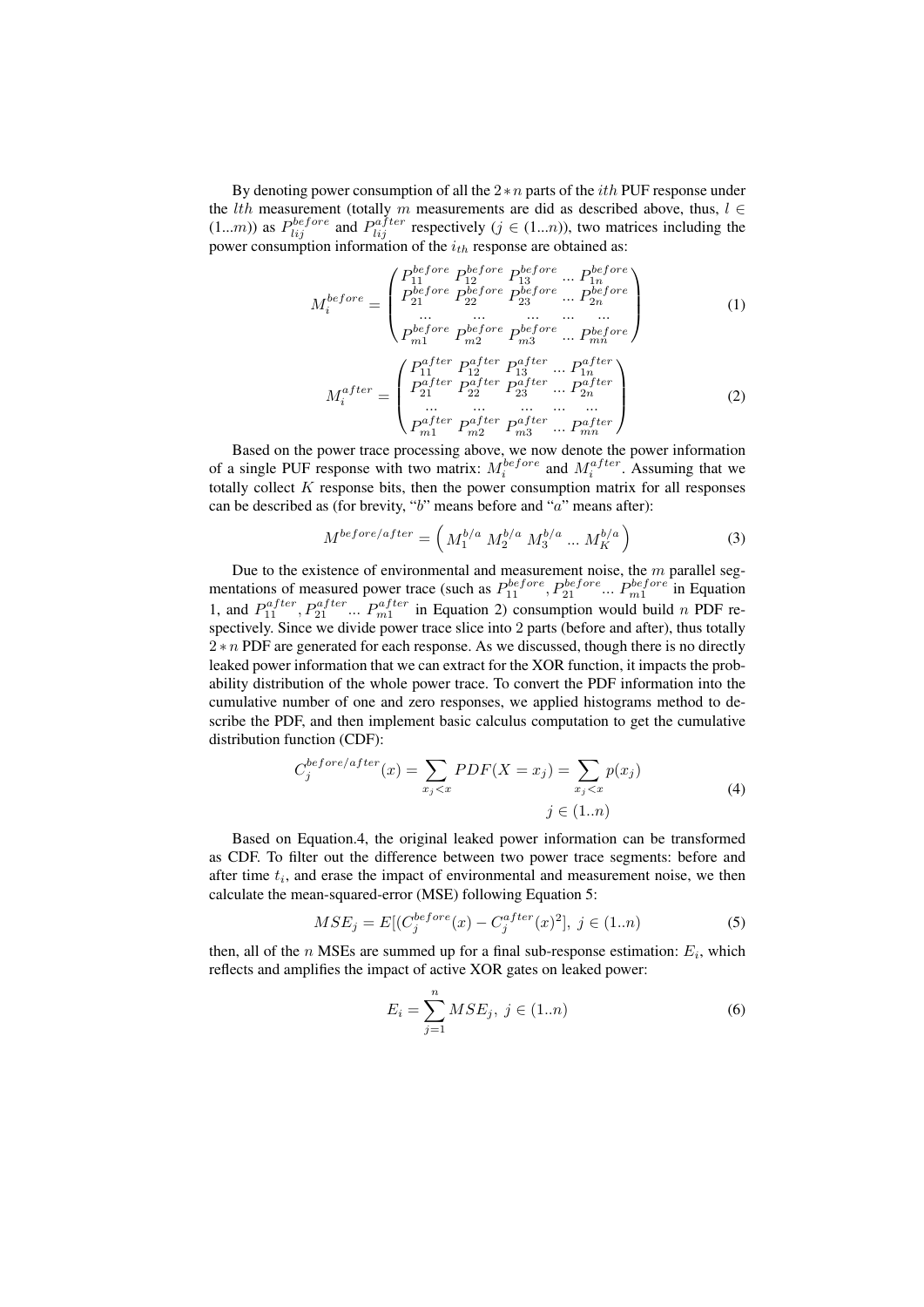By denoting power consumption of all the $2*n$ parts of the $ith$ PUF response under the $lth$ measurement (totally $m$ measurements are did as described above, thus, $l \in (1...m)$) as $P_{lij}^{before}$ and $P_{lij}^{after}$ respectively ($j \in (1...n)$), two matrices including the power consumption information of the $i_{th}$ response are obtained as:

$$M_i^{before} = \begin{pmatrix} P_{11}^{before} & P_{12}^{before} & P_{13}^{before} & ... & P_{1n}^{before} \\ P_{21}^{before} & P_{22}^{before} & P_{23}^{before} & ... & P_{2n}^{before} \\ ... & ... & ... & ... & ... \\ P_{m1}^{before} & P_{m2}^{before} & P_{m3}^{before} & ... & P_{mn}^{before} \end{pmatrix} \tag{1}$$

$$M_i^{after} = \begin{pmatrix} P_{11}^{after} & P_{12}^{after} & P_{13}^{after} & ... & P_{1n}^{after} \\ P_{21}^{after} & P_{22}^{after} & P_{23}^{after} & ... & P_{2n}^{after} \\ ... & ... & ... & ... & ... \\ P_{m1}^{after} & P_{m2}^{after} & P_{m3}^{after} & ... & P_{mn}^{after} \end{pmatrix} \tag{2}$$

Based on the power trace processing above, we now denote the power information of a single PUF response with two matrix: $M_i^{before}$ and $M_i^{after}$. Assuming that we totally collect $K$ response bits, then the power consumption matrix for all responses can be described as (for brevity, "$b$" means before and "$a$" means after):

$$M^{before/after} = \begin{pmatrix} M_1^{b/a} & M_2^{b/a} & M_3^{b/a} & ... & M_K^{b/a} \end{pmatrix} \tag{3}$$

Due to the existence of environmental and measurement noise, the $m$ parallel segmentations of measured power trace (such as $P_{11}^{before}, P_{21}^{before} ... P_{m1}^{before}$ in Equation 1, and $P_{11}^{after}, P_{21}^{after} ... P_{m1}^{after}$ in Equation 2) consumption would build $n$ PDF respectively. Since we divide power trace slice into 2 parts (before and after), thus totally $2*n$ PDF are generated for each response. As we discussed, though there is no directly leaked power information that we can extract for the XOR function, it impacts the probability distribution of the whole power trace. To convert the PDF information into the cumulative number of one and zero responses, we applied histograms method to describe the PDF, and then implement basic calculus computation to get the cumulative distribution function (CDF):

$$C_j^{before/after}(x) = \sum_{x_j < x} PDF(X = x_j) = \sum_{x_j < x} p(x_j) \qquad j \in (1..n) \tag{4}$$

Based on Equation.4, the original leaked power information can be transformed as CDF. To filter out the difference between two power trace segments: before and after time $t_i$, and erase the impact of environmental and measurement noise, we then calculate the mean-squared-error (MSE) following Equation 5:

$$MSE_j = E[(C_j^{before}(x) - C_j^{after}(x)^2],\ j \in (1..n) \tag{5}$$

then, all of the $n$ MSEs are summed up for a final sub-response estimation: $E_i$, which reflects and amplifies the impact of active XOR gates on leaked power:

$$E_i = \sum_{j=1}^{n} MSE_j,\ j \in (1..n) \tag{6}$$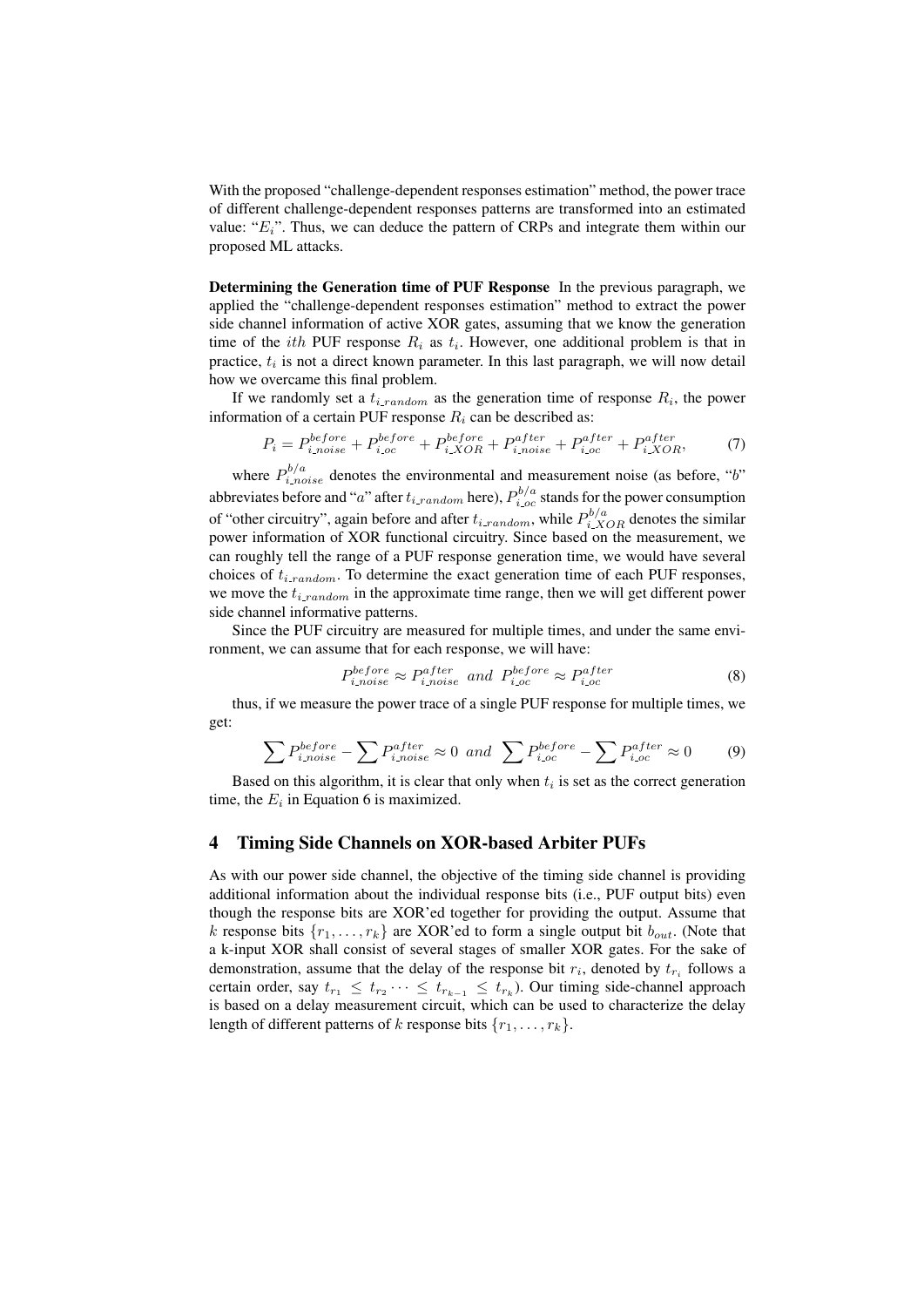With the proposed "challenge-dependent responses estimation" method, the power trace of different challenge-dependent responses patterns are transformed into an estimated value: "$E_i$". Thus, we can deduce the pattern of CRPs and integrate them within our proposed ML attacks.

**Determining the Generation time of PUF Response** In the previous paragraph, we applied the "challenge-dependent responses estimation" method to extract the power side channel information of active XOR gates, assuming that we know the generation time of the $ith$ PUF response $R_i$ as $t_i$. However, one additional problem is that in practice, $t_i$ is not a direct known parameter. In this last paragraph, we will now detail how we overcame this final problem.

If we randomly set a $t_{i\_random}$ as the generation time of response $R_i$, the power information of a certain PUF response $R_i$ can be described as:

$$P_i = P_{i\_noise}^{before} + P_{i\_oc}^{before} + P_{i\_XOR}^{before} + P_{i\_noise}^{after} + P_{i\_oc}^{after} + P_{i\_XOR}^{after}, \tag{7}$$

where $P_{i\_noise}^{b/a}$ denotes the environmental and measurement noise (as before, "$b$" abbreviates before and "$a$" after $t_{i\_random}$ here), $P_{i\_oc}^{b/a}$ stands for the power consumption of "other circuitry", again before and after $t_{i\_random}$, while $P_{i\_XOR}^{b/a}$ denotes the similar power information of XOR functional circuitry. Since based on the measurement, we can roughly tell the range of a PUF response generation time, we would have several choices of $t_{i\_random}$. To determine the exact generation time of each PUF responses, we move the $t_{i\_random}$ in the approximate time range, then we will get different power side channel informative patterns.

Since the PUF circuitry are measured for multiple times, and under the same environment, we can assume that for each response, we will have:

$$P_{i\_noise}^{before} \approx P_{i\_noise}^{after} \ \ and \ \ P_{i\_oc}^{before} \approx P_{i\_oc}^{after} \tag{8}$$

thus, if we measure the power trace of a single PUF response for multiple times, we get:

$$\sum P_{i\_noise}^{before} - \sum P_{i\_noise}^{after} \approx 0 \ \ and \ \ \sum P_{i\_oc}^{before} - \sum P_{i\_oc}^{after} \approx 0 \tag{9}$$

Based on this algorithm, it is clear that only when $t_i$ is set as the correct generation time, the $E_i$ in Equation 6 is maximized.

## 4 Timing Side Channels on XOR-based Arbiter PUFs

As with our power side channel, the objective of the timing side channel is providing additional information about the individual response bits (i.e., PUF output bits) even though the response bits are XOR'ed together for providing the output. Assume that $k$ response bits $\{r_1, \ldots, r_k\}$ are XOR'ed to form a single output bit $b_{out}$. (Note that a k-input XOR shall consist of several stages of smaller XOR gates. For the sake of demonstration, assume that the delay of the response bit $r_i$, denoted by $t_{r_i}$ follows a certain order, say $t_{r_1} \leq t_{r_2} \cdots \leq t_{r_{k-1}} \leq t_{r_k}$). Our timing side-channel approach is based on a delay measurement circuit, which can be used to characterize the delay length of different patterns of $k$ response bits $\{r_1, \ldots, r_k\}$.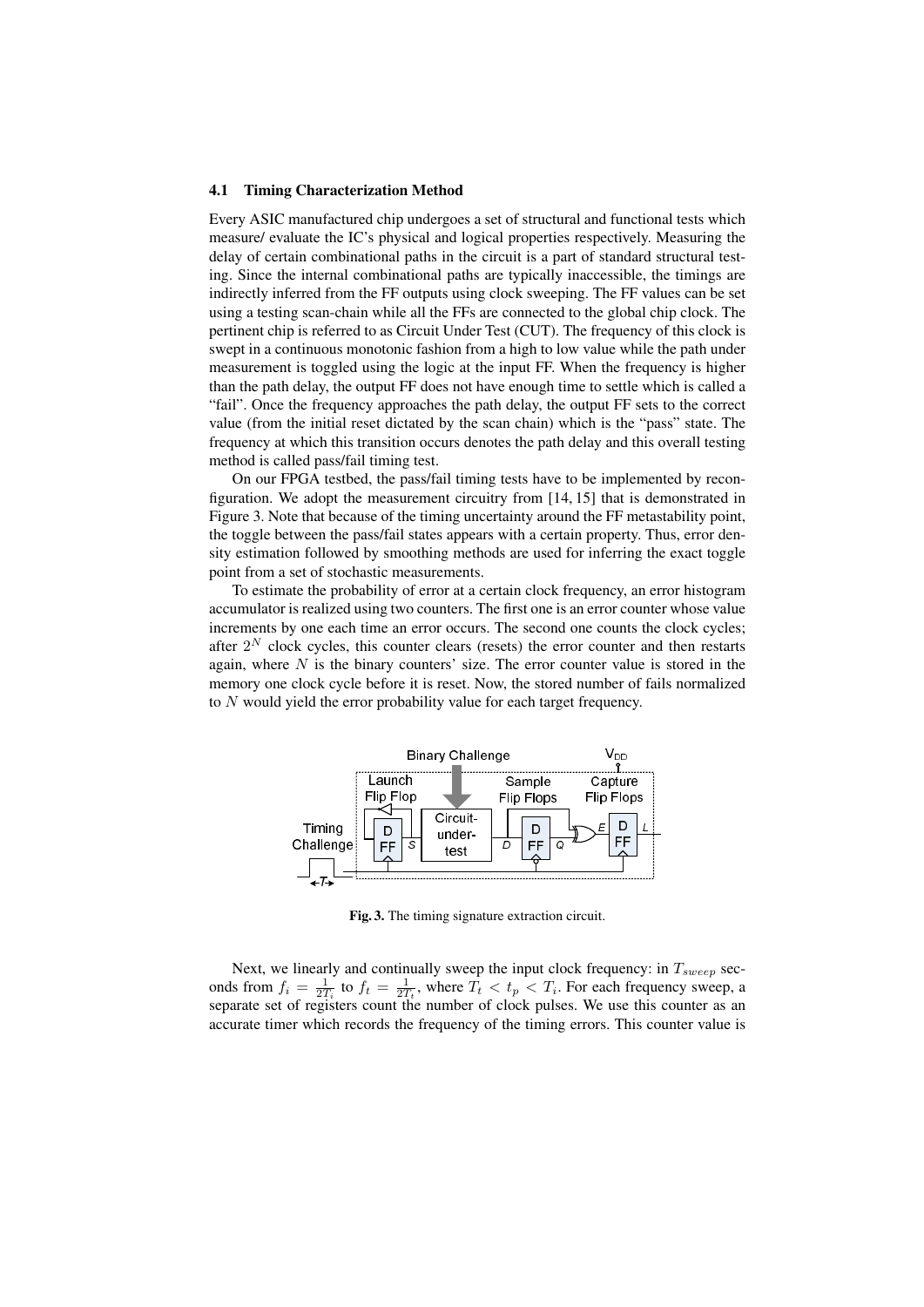### 4.1 Timing Characterization Method

Every ASIC manufactured chip undergoes a set of structural and functional tests which measure/ evaluate the IC's physical and logical properties respectively. Measuring the delay of certain combinational paths in the circuit is a part of standard structural testing. Since the internal combinational paths are typically inaccessible, the timings are indirectly inferred from the FF outputs using clock sweeping. The FF values can be set using a testing scan-chain while all the FFs are connected to the global chip clock. The pertinent chip is referred to as Circuit Under Test (CUT). The frequency of this clock is swept in a continuous monotonic fashion from a high to low value while the path under measurement is toggled using the logic at the input FF. When the frequency is higher than the path delay, the output FF does not have enough time to settle which is called a "fail". Once the frequency approaches the path delay, the output FF sets to the correct value (from the initial reset dictated by the scan chain) which is the "pass" state. The frequency at which this transition occurs denotes the path delay and this overall testing method is called pass/fail timing test.

On our FPGA testbed, the pass/fail timing tests have to be implemented by reconfiguration. We adopt the measurement circuitry from [14, 15] that is demonstrated in Figure 3. Note that because of the timing uncertainty around the FF metastability point, the toggle between the pass/fail states appears with a certain property. Thus, error density estimation followed by smoothing methods are used for inferring the exact toggle point from a set of stochastic measurements.

To estimate the probability of error at a certain clock frequency, an error histogram accumulator is realized using two counters. The first one is an error counter whose value increments by one each time an error occurs. The second one counts the clock cycles; after $2^N$ clock cycles, this counter clears (resets) the error counter and then restarts again, where $N$ is the binary counters' size. The error counter value is stored in the memory one clock cycle before it is reset. Now, the stored number of fails normalized to $N$ would yield the error probability value for each target frequency.

**Fig. 3.** The timing signature extraction circuit.

Next, we linearly and continually sweep the input clock frequency: in $T_{sweep}$ seconds from $f_i = \frac{1}{2T_i}$ to $f_t = \frac{1}{2T_t}$, where $T_t < t_p < T_i$. For each frequency sweep, a separate set of registers count the number of clock pulses. We use this counter as an accurate timer which records the frequency of the timing errors. This counter value is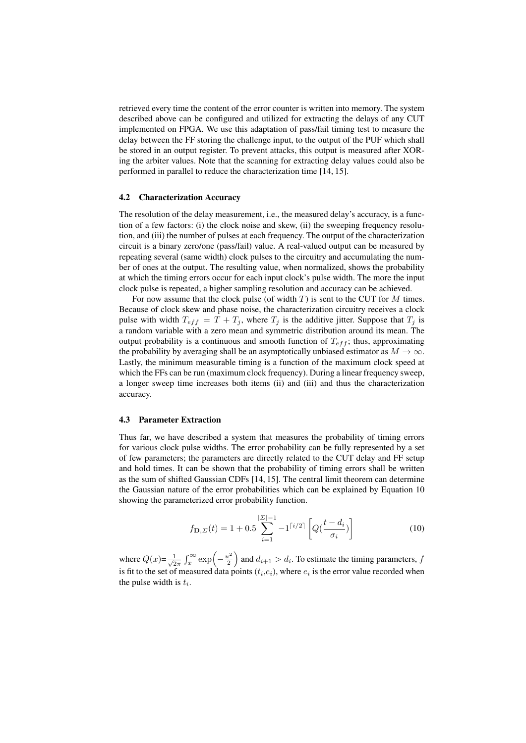retrieved every time the content of the error counter is written into memory. The system described above can be configured and utilized for extracting the delays of any CUT implemented on FPGA. We use this adaptation of pass/fail timing test to measure the delay between the FF storing the challenge input, to the output of the PUF which shall be stored in an output register. To prevent attacks, this output is measured after XOR-ing the arbiter values. Note that the scanning for extracting delay values could also be performed in parallel to reduce the characterization time [14, 15].

### 4.2 Characterization Accuracy

The resolution of the delay measurement, i.e., the measured delay's accuracy, is a function of a few factors: (i) the clock noise and skew, (ii) the sweeping frequency resolution, and (iii) the number of pulses at each frequency. The output of the characterization circuit is a binary zero/one (pass/fail) value. A real-valued output can be measured by repeating several (same width) clock pulses to the circuitry and accumulating the number of ones at the output. The resulting value, when normalized, shows the probability at which the timing errors occur for each input clock's pulse width. The more the input clock pulse is repeated, a higher sampling resolution and accuracy can be achieved.

For now assume that the clock pulse (of width $T$) is sent to the CUT for $M$ times. Because of clock skew and phase noise, the characterization circuitry receives a clock pulse with width $T_{eff} = T + T_j$, where $T_j$ is the additive jitter. Suppose that $T_j$ is a random variable with a zero mean and symmetric distribution around its mean. The output probability is a continuous and smooth function of $T_{eff}$; thus, approximating the probability by averaging shall be an asymptotically unbiased estimator as $M \to \infty$. Lastly, the minimum measurable timing is a function of the maximum clock speed at which the FFs can be run (maximum clock frequency). During a linear frequency sweep, a longer sweep time increases both items (ii) and (iii) and thus the characterization accuracy.

### 4.3 Parameter Extraction

Thus far, we have described a system that measures the probability of timing errors for various clock pulse widths. The error probability can be fully represented by a set of few parameters; the parameters are directly related to the CUT delay and FF setup and hold times. It can be shown that the probability of timing errors shall be written as the sum of shifted Gaussian CDFs [14, 15]. The central limit theorem can determine the Gaussian nature of the error probabilities which can be explained by Equation 10 showing the parameterized error probability function.

$$f_{\mathbf{D},\Sigma}(t) = 1 + 0.5 \sum_{i=1}^{|\Sigma|-1} -1^{\lceil i/2 \rceil} \left[ Q(\frac{t - d_i}{\sigma_i}) \right] \tag{10}$$

where $Q(x) = \frac{1}{\sqrt{2\pi}} \int_x^\infty \exp\left(-\frac{u^2}{2}\right)$ and $d_{i+1} > d_i$. To estimate the timing parameters, $f$ is fit to the set of measured data points ($t_i$,$e_i$), where $e_i$ is the error value recorded when the pulse width is $t_i$.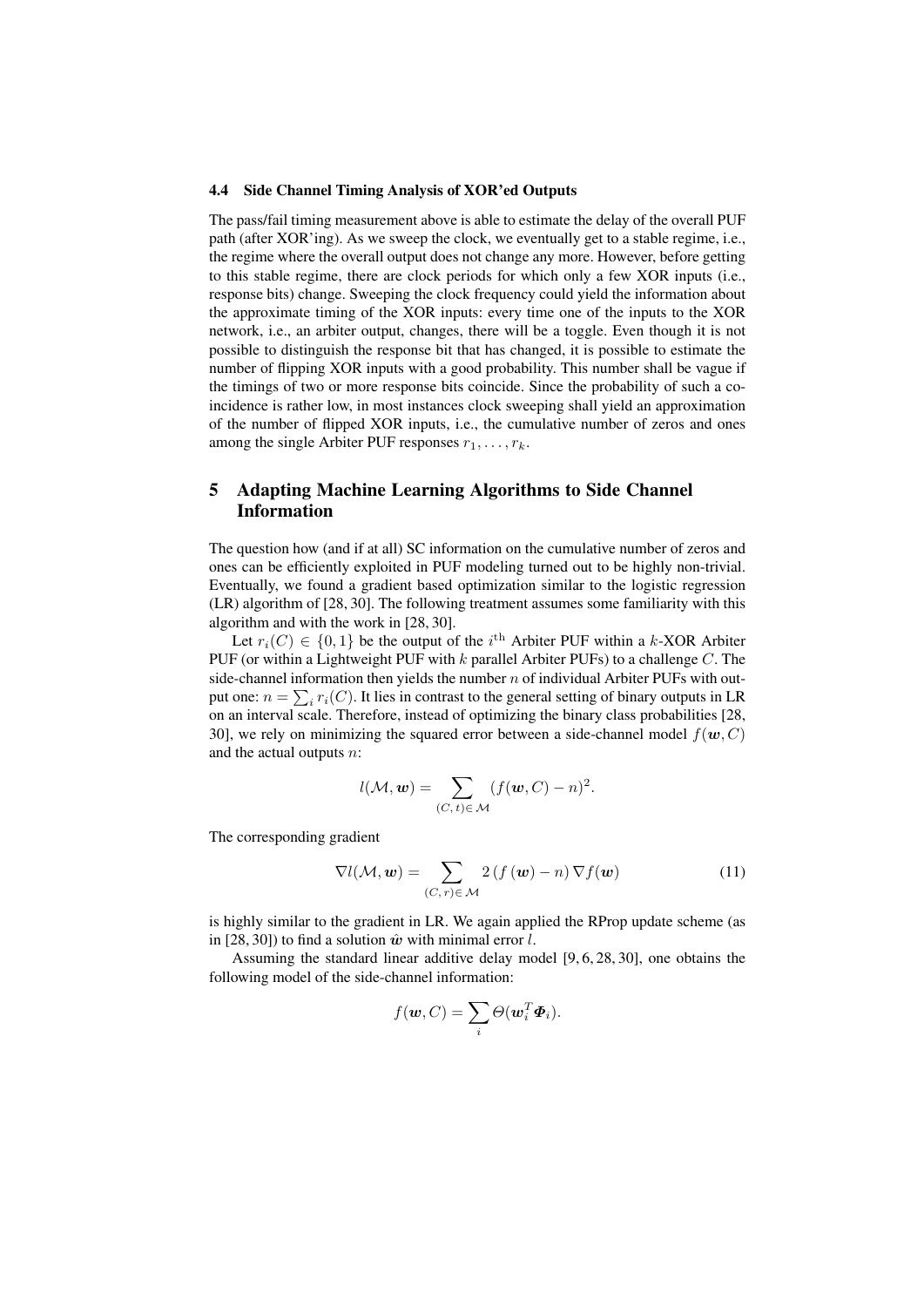### 4.4 Side Channel Timing Analysis of XOR'ed Outputs

The pass/fail timing measurement above is able to estimate the delay of the overall PUF path (after XOR'ing). As we sweep the clock, we eventually get to a stable regime, i.e., the regime where the overall output does not change any more. However, before getting to this stable regime, there are clock periods for which only a few XOR inputs (i.e., response bits) change. Sweeping the clock frequency could yield the information about the approximate timing of the XOR inputs: every time one of the inputs to the XOR network, i.e., an arbiter output, changes, there will be a toggle. Even though it is not possible to distinguish the response bit that has changed, it is possible to estimate the number of flipping XOR inputs with a good probability. This number shall be vague if the timings of two or more response bits coincide. Since the probability of such a coincidence is rather low, in most instances clock sweeping shall yield an approximation of the number of flipped XOR inputs, i.e., the cumulative number of zeros and ones among the single Arbiter PUF responses $r_1, \ldots, r_k$.

## 5 Adapting Machine Learning Algorithms to Side Channel Information

The question how (and if at all) SC information on the cumulative number of zeros and ones can be efficiently exploited in PUF modeling turned out to be highly non-trivial. Eventually, we found a gradient based optimization similar to the logistic regression (LR) algorithm of [28, 30]. The following treatment assumes some familiarity with this algorithm and with the work in [28, 30].

Let $r_i(C) \in \{0, 1\}$ be the output of the $i^{\text{th}}$ Arbiter PUF within a $k$-XOR Arbiter PUF (or within a Lightweight PUF with $k$ parallel Arbiter PUFs) to a challenge $C$. The side-channel information then yields the number $n$ of individual Arbiter PUFs with output one: $n = \sum_i r_i(C)$. It lies in contrast to the general setting of binary outputs in LR on an interval scale. Therefore, instead of optimizing the binary class probabilities [28, 30], we rely on minimizing the squared error between a side-channel model $f(\boldsymbol{w}, C)$ and the actual outputs $n$:

$$l(\mathcal{M}, \boldsymbol{w}) = \sum_{(C,\, t) \in \mathcal{M}} (f(\boldsymbol{w}, C) - n)^2.$$

The corresponding gradient

$$\nabla l(\mathcal{M}, \boldsymbol{w}) = \sum_{(C,\, r) \in \mathcal{M}} 2\, (f\,(\boldsymbol{w}) - n)\, \nabla f(\boldsymbol{w}) \tag{11}$$

is highly similar to the gradient in LR. We again applied the RProp update scheme (as in [28, 30]) to find a solution $\hat{\boldsymbol{w}}$ with minimal error $l$.

Assuming the standard linear additive delay model [9, 6, 28, 30], one obtains the following model of the side-channel information:

$$f(\boldsymbol{w}, C) = \sum_i \Theta(\boldsymbol{w}_i^T \boldsymbol{\Phi}_i).$$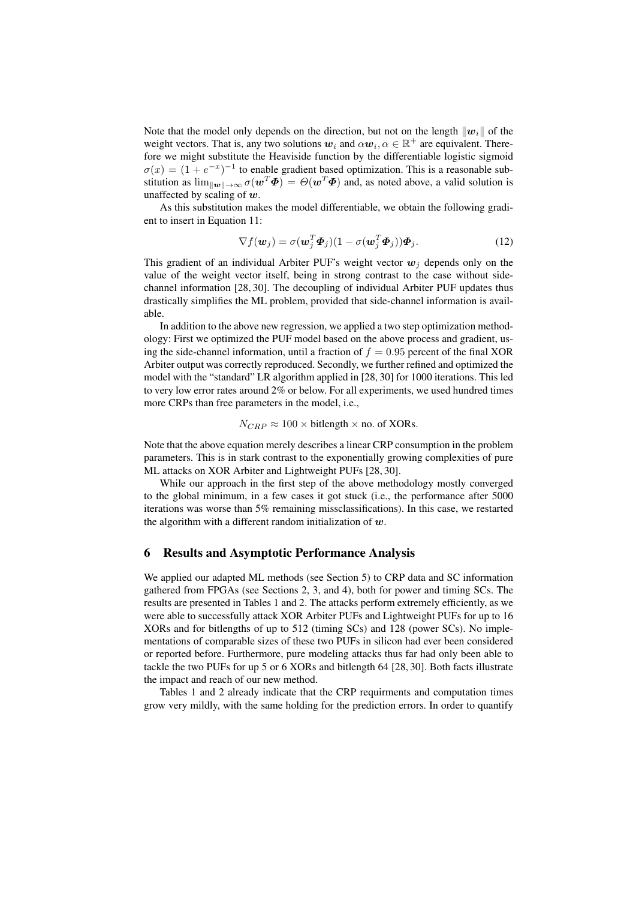Note that the model only depends on the direction, but not on the length $\|\boldsymbol{w}_i\|$ of the weight vectors. That is, any two solutions $\boldsymbol{w}_i$ and $\alpha\boldsymbol{w}_i, \alpha \in \mathbb{R}^+$ are equivalent. Therefore we might substitute the Heaviside function by the differentiable logistic sigmoid $\sigma(x) = (1 + e^{-x})^{-1}$ to enable gradient based optimization. This is a reasonable substitution as $\lim_{\|\boldsymbol{w}\| \to \infty} \sigma(\boldsymbol{w}^T\boldsymbol{\Phi}) = \Theta(\boldsymbol{w}^T\boldsymbol{\Phi})$ and, as noted above, a valid solution is unaffected by scaling of $\boldsymbol{w}$.

As this substitution makes the model differentiable, we obtain the following gradient to insert in Equation 11:

$$\nabla f(\boldsymbol{w}_j) = \sigma(\boldsymbol{w}_j^T\boldsymbol{\Phi}_j)(1 - \sigma(\boldsymbol{w}_j^T\boldsymbol{\Phi}_j))\boldsymbol{\Phi}_j. \tag{12}$$

This gradient of an individual Arbiter PUF's weight vector $\boldsymbol{w}_j$ depends only on the value of the weight vector itself, being in strong contrast to the case without side-channel information [28, 30]. The decoupling of individual Arbiter PUF updates thus drastically simplifies the ML problem, provided that side-channel information is available.

In addition to the above new regression, we applied a two step optimization methodology: First we optimized the PUF model based on the above process and gradient, using the side-channel information, until a fraction of $f = 0.95$ percent of the final XOR Arbiter output was correctly reproduced. Secondly, we further refined and optimized the model with the "standard" LR algorithm applied in [28, 30] for 1000 iterations. This led to very low error rates around 2% or below. For all experiments, we used hundred times more CRPs than free parameters in the model, i.e.,

$$N_{CRP} \approx 100 \times \text{bitlength} \times \text{no. of XORs}.$$

Note that the above equation merely describes a linear CRP consumption in the problem parameters. This is in stark contrast to the exponentially growing complexities of pure ML attacks on XOR Arbiter and Lightweight PUFs [28, 30].

While our approach in the first step of the above methodology mostly converged to the global minimum, in a few cases it got stuck (i.e., the performance after 5000 iterations was worse than 5% remaining missclassifications). In this case, we restarted the algorithm with a different random initialization of $\boldsymbol{w}$.

## 6 Results and Asymptotic Performance Analysis

We applied our adapted ML methods (see Section 5) to CRP data and SC information gathered from FPGAs (see Sections 2, 3, and 4), both for power and timing SCs. The results are presented in Tables 1 and 2. The attacks perform extremely efficiently, as we were able to successfully attack XOR Arbiter PUFs and Lightweight PUFs for up to 16 XORs and for bitlengths of up to 512 (timing SCs) and 128 (power SCs). No implementations of comparable sizes of these two PUFs in silicon had ever been considered or reported before. Furthermore, pure modeling attacks thus far had only been able to tackle the two PUFs for up 5 or 6 XORs and bitlength 64 [28, 30]. Both facts illustrate the impact and reach of our new method.

Tables 1 and 2 already indicate that the CRP requirments and computation times grow very mildly, with the same holding for the prediction errors. In order to quantify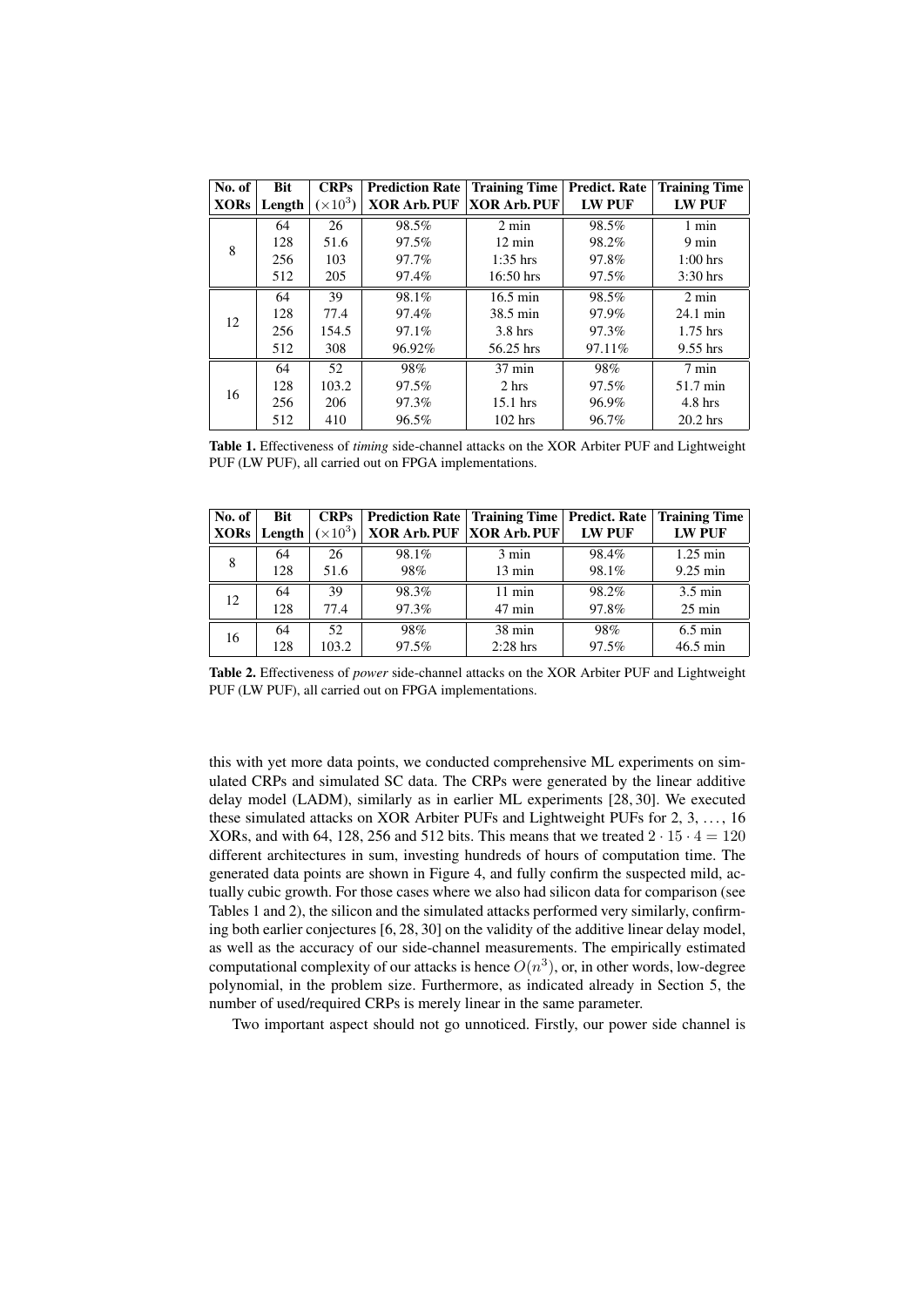| No. of XORs | Bit Length | CRPs $(\times 10^3)$ | Prediction Rate XOR Arb. PUF | Training Time XOR Arb. PUF | Predict. Rate LW PUF | Training Time LW PUF |
|---|---|---|---|---|---|---|
| 8 | 64 | 26 | 98.5% | 2 min | 98.5% | 1 min |
| | 128 | 51.6 | 97.5% | 12 min | 98.2% | 9 min |
| | 256 | 103 | 97.7% | 1:35 hrs | 97.8% | 1:00 hrs |
| | 512 | 205 | 97.4% | 16:50 hrs | 97.5% | 3:30 hrs |
| 12 | 64 | 39 | 98.1% | 16.5 min | 98.5% | 2 min |
| | 128 | 77.4 | 97.4% | 38.5 min | 97.9% | 24.1 min |
| | 256 | 154.5 | 97.1% | 3.8 hrs | 97.3% | 1.75 hrs |
| | 512 | 308 | 96.92% | 56.25 hrs | 97.11% | 9.55 hrs |
| 16 | 64 | 52 | 98% | 37 min | 98% | 7 min |
| | 128 | 103.2 | 97.5% | 2 hrs | 97.5% | 51.7 min |
| | 256 | 206 | 97.3% | 15.1 hrs | 96.9% | 4.8 hrs |
| | 512 | 410 | 96.5% | 102 hrs | 96.7% | 20.2 hrs |

**Table 1.** Effectiveness of *timing* side-channel attacks on the XOR Arbiter PUF and Lightweight PUF (LW PUF), all carried out on FPGA implementations.

| No. of XORs | Bit Length | CRPs $(\times 10^3)$ | Prediction Rate XOR Arb. PUF | Training Time XOR Arb. PUF | Predict. Rate LW PUF | Training Time LW PUF |
|---|---|---|---|---|---|---|
| 8 | 64 | 26 | 98.1% | 3 min | 98.4% | 1.25 min |
| | 128 | 51.6 | 98% | 13 min | 98.1% | 9.25 min |
| 12 | 64 | 39 | 98.3% | 11 min | 98.2% | 3.5 min |
| | 128 | 77.4 | 97.3% | 47 min | 97.8% | 25 min |
| 16 | 64 | 52 | 98% | 38 min | 98% | 6.5 min |
| | 128 | 103.2 | 97.5% | 2:28 hrs | 97.5% | 46.5 min |

**Table 2.** Effectiveness of *power* side-channel attacks on the XOR Arbiter PUF and Lightweight PUF (LW PUF), all carried out on FPGA implementations.

this with yet more data points, we conducted comprehensive ML experiments on simulated CRPs and simulated SC data. The CRPs were generated by the linear additive delay model (LADM), similarly as in earlier ML experiments [28, 30]. We executed these simulated attacks on XOR Arbiter PUFs and Lightweight PUFs for 2, 3, ..., 16 XORs, and with 64, 128, 256 and 512 bits. This means that we treated $2 \cdot 15 \cdot 4 = 120$ different architectures in sum, investing hundreds of hours of computation time. The generated data points are shown in Figure 4, and fully confirm the suspected mild, actually cubic growth. For those cases where we also had silicon data for comparison (see Tables 1 and 2), the silicon and the simulated attacks performed very similarly, confirming both earlier conjectures [6, 28, 30] on the validity of the additive linear delay model, as well as the accuracy of our side-channel measurements. The empirically estimated computational complexity of our attacks is hence $O(n^3)$, or, in other words, low-degree polynomial, in the problem size. Furthermore, as indicated already in Section 5, the number of used/required CRPs is merely linear in the same parameter.

Two important aspect should not go unnoticed. Firstly, our power side channel is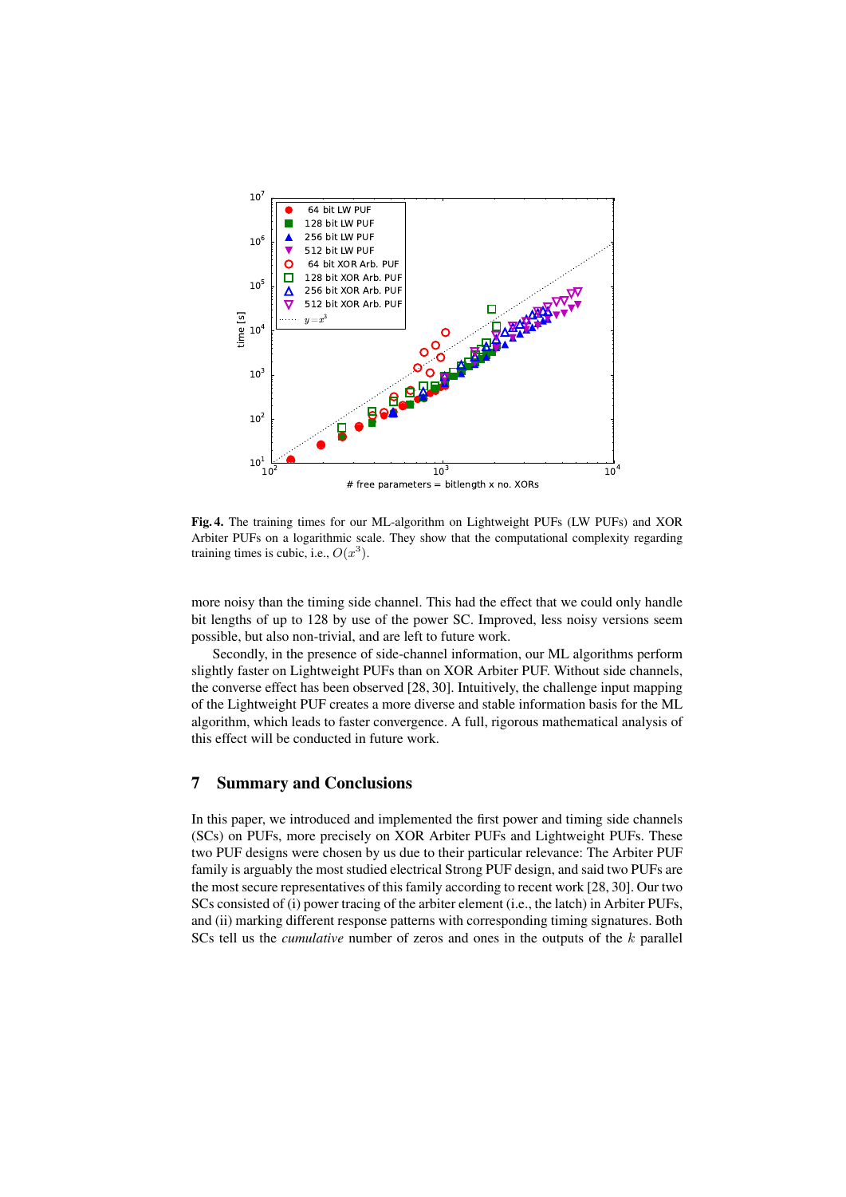**Fig. 4.** The training times for our ML-algorithm on Lightweight PUFs (LW PUFs) and XOR Arbiter PUFs on a logarithmic scale. They show that the computational complexity regarding training times is cubic, i.e., $O(x^3)$.

more noisy than the timing side channel. This had the effect that we could only handle bit lengths of up to 128 by use of the power SC. Improved, less noisy versions seem possible, but also non-trivial, and are left to future work.

Secondly, in the presence of side-channel information, our ML algorithms perform slightly faster on Lightweight PUFs than on XOR Arbiter PUF. Without side channels, the converse effect has been observed [28, 30]. Intuitively, the challenge input mapping of the Lightweight PUF creates a more diverse and stable information basis for the ML algorithm, which leads to faster convergence. A full, rigorous mathematical analysis of this effect will be conducted in future work.

## 7 Summary and Conclusions

In this paper, we introduced and implemented the first power and timing side channels (SCs) on PUFs, more precisely on XOR Arbiter PUFs and Lightweight PUFs. These two PUF designs were chosen by us due to their particular relevance: The Arbiter PUF family is arguably the most studied electrical Strong PUF design, and said two PUFs are the most secure representatives of this family according to recent work [28, 30]. Our two SCs consisted of (i) power tracing of the arbiter element (i.e., the latch) in Arbiter PUFs, and (ii) marking different response patterns with corresponding timing signatures. Both SCs tell us the *cumulative* number of zeros and ones in the outputs of the $k$ parallel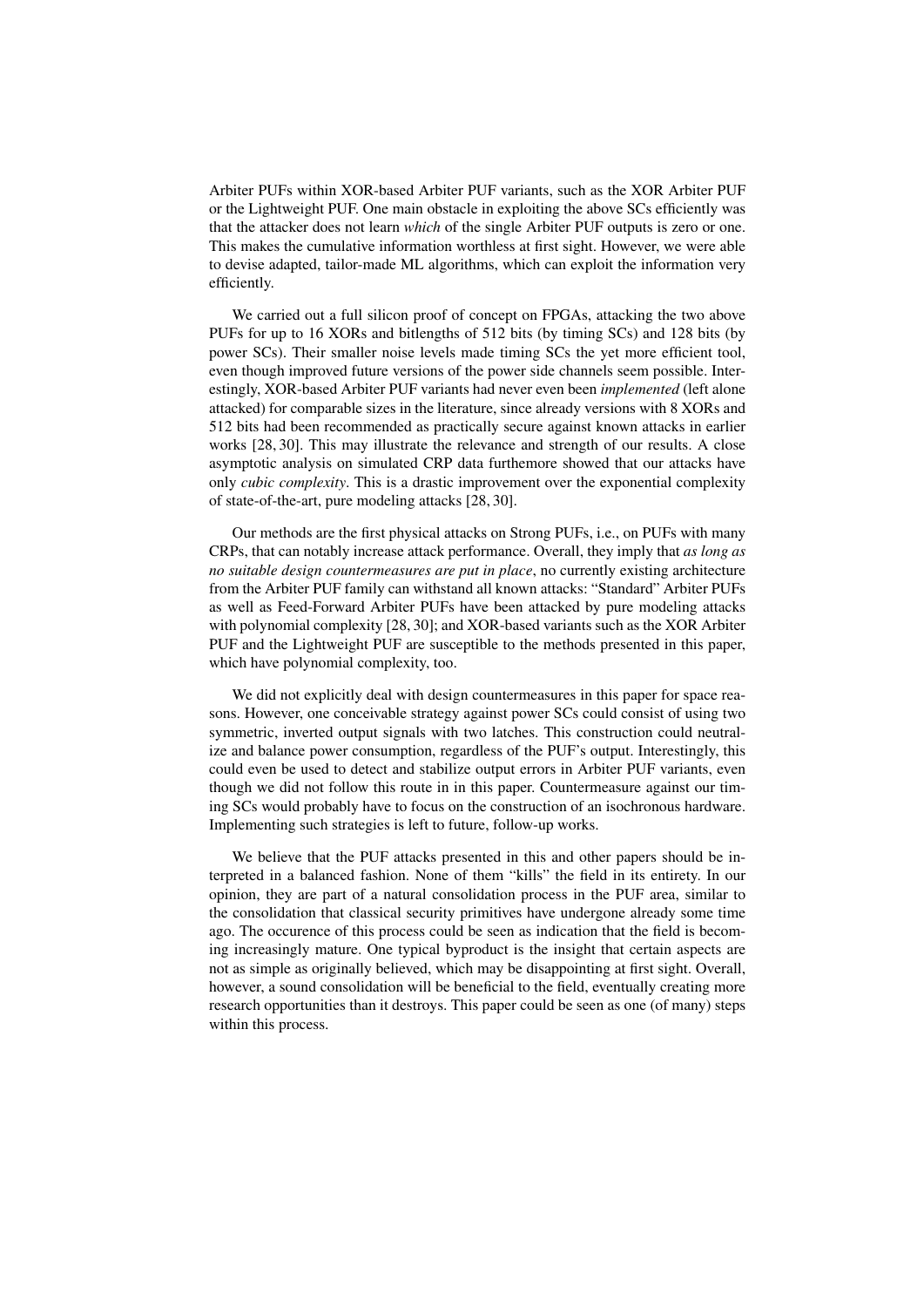Arbiter PUFs within XOR-based Arbiter PUF variants, such as the XOR Arbiter PUF or the Lightweight PUF. One main obstacle in exploiting the above SCs efficiently was that the attacker does not learn *which* of the single Arbiter PUF outputs is zero or one. This makes the cumulative information worthless at first sight. However, we were able to devise adapted, tailor-made ML algorithms, which can exploit the information very efficiently.

We carried out a full silicon proof of concept on FPGAs, attacking the two above PUFs for up to 16 XORs and bitlengths of 512 bits (by timing SCs) and 128 bits (by power SCs). Their smaller noise levels made timing SCs the yet more efficient tool, even though improved future versions of the power side channels seem possible. Interestingly, XOR-based Arbiter PUF variants had never even been *implemented* (left alone attacked) for comparable sizes in the literature, since already versions with 8 XORs and 512 bits had been recommended as practically secure against known attacks in earlier works [28, 30]. This may illustrate the relevance and strength of our results. A close asymptotic analysis on simulated CRP data furthermore showed that our attacks have only *cubic complexity*. This is a drastic improvement over the exponential complexity of state-of-the-art, pure modeling attacks [28, 30].

Our methods are the first physical attacks on Strong PUFs, i.e., on PUFs with many CRPs, that can notably increase attack performance. Overall, they imply that *as long as no suitable design countermeasures are put in place*, no currently existing architecture from the Arbiter PUF family can withstand all known attacks: "Standard" Arbiter PUFs as well as Feed-Forward Arbiter PUFs have been attacked by pure modeling attacks with polynomial complexity [28, 30]; and XOR-based variants such as the XOR Arbiter PUF and the Lightweight PUF are susceptible to the methods presented in this paper, which have polynomial complexity, too.

We did not explicitly deal with design countermeasures in this paper for space reasons. However, one conceivable strategy against power SCs could consist of using two symmetric, inverted output signals with two latches. This construction could neutralize and balance power consumption, regardless of the PUF's output. Interestingly, this could even be used to detect and stabilize output errors in Arbiter PUF variants, even though we did not follow this route in in this paper. Countermeasure against our timing SCs would probably have to focus on the construction of an isochronous hardware. Implementing such strategies is left to future, follow-up works.

We believe that the PUF attacks presented in this and other papers should be interpreted in a balanced fashion. None of them "kills" the field in its entirety. In our opinion, they are part of a natural consolidation process in the PUF area, similar to the consolidation that classical security primitives have undergone already some time ago. The occurence of this process could be seen as indication that the field is becoming increasingly mature. One typical byproduct is the insight that certain aspects are not as simple as originally believed, which may be disappointing at first sight. Overall, however, a sound consolidation will be beneficial to the field, eventually creating more research opportunities than it destroys. This paper could be seen as one (of many) steps within this process.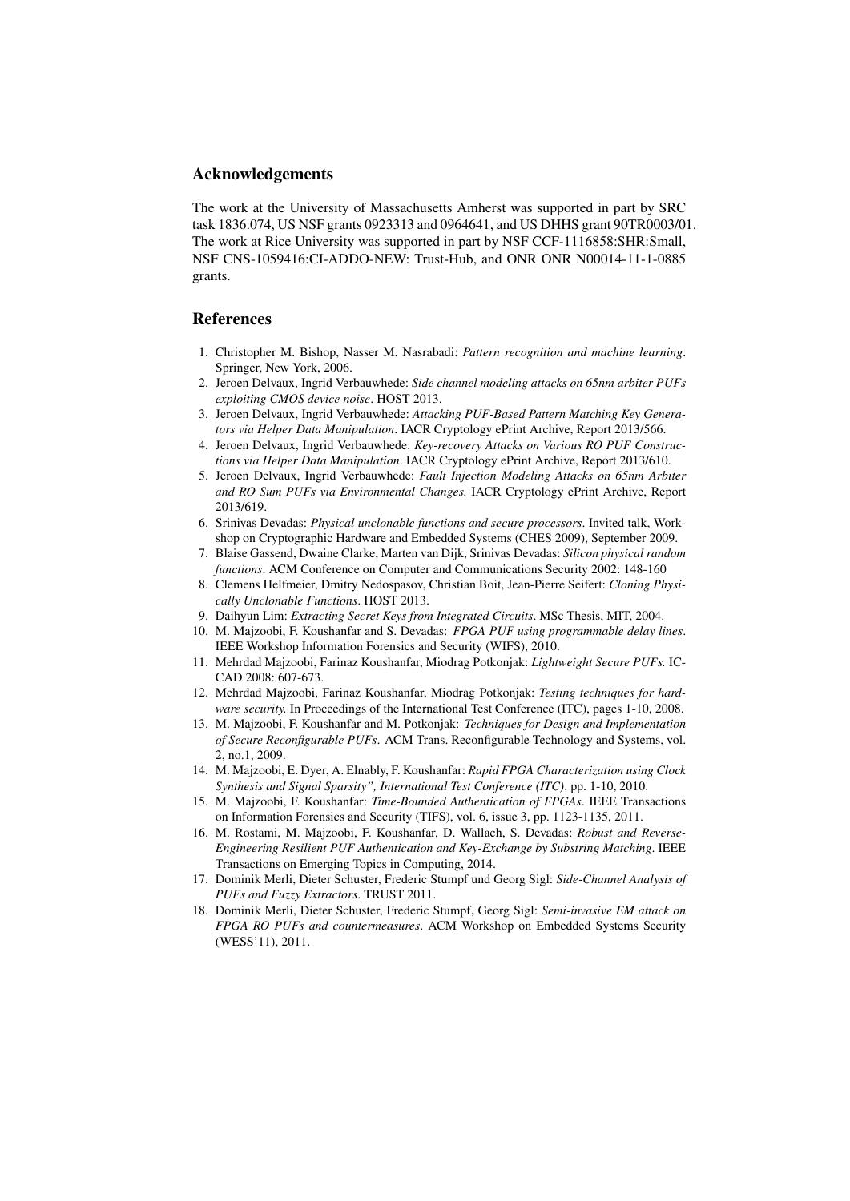## Acknowledgements

The work at the University of Massachusetts Amherst was supported in part by SRC task 1836.074, US NSF grants 0923313 and 0964641, and US DHHS grant 90TR0003/01. The work at Rice University was supported in part by NSF CCF-1116858:SHR:Small, NSF CNS-1059416:CI-ADDO-NEW: Trust-Hub, and ONR ONR N00014-11-1-0885 grants.

## References

1. Christopher M. Bishop, Nasser M. Nasrabadi: *Pattern recognition and machine learning*. Springer, New York, 2006.
2. Jeroen Delvaux, Ingrid Verbauwhede: *Side channel modeling attacks on 65nm arbiter PUFs exploiting CMOS device noise*. HOST 2013.
3. Jeroen Delvaux, Ingrid Verbauwhede: *Attacking PUF-Based Pattern Matching Key Generators via Helper Data Manipulation*. IACR Cryptology ePrint Archive, Report 2013/566.
4. Jeroen Delvaux, Ingrid Verbauwhede: *Key-recovery Attacks on Various RO PUF Constructions via Helper Data Manipulation*. IACR Cryptology ePrint Archive, Report 2013/610.
5. Jeroen Delvaux, Ingrid Verbauwhede: *Fault Injection Modeling Attacks on 65nm Arbiter and RO Sum PUFs via Environmental Changes.* IACR Cryptology ePrint Archive, Report 2013/619.
6. Srinivas Devadas: *Physical unclonable functions and secure processors*. Invited talk, Workshop on Cryptographic Hardware and Embedded Systems (CHES 2009), September 2009.
7. Blaise Gassend, Dwaine Clarke, Marten van Dijk, Srinivas Devadas: *Silicon physical random functions*. ACM Conference on Computer and Communications Security 2002: 148-160
8. Clemens Helfmeier, Dmitry Nedospasov, Christian Boit, Jean-Pierre Seifert: *Cloning Physically Unclonable Functions*. HOST 2013.
9. Daihyun Lim: *Extracting Secret Keys from Integrated Circuits*. MSc Thesis, MIT, 2004.
10. M. Majzoobi, F. Koushanfar and S. Devadas: *FPGA PUF using programmable delay lines*. IEEE Workshop Information Forensics and Security (WIFS), 2010.
11. Mehrdad Majzoobi, Farinaz Koushanfar, Miodrag Potkonjak: *Lightweight Secure PUFs.* ICCAD 2008: 607-673.
12. Mehrdad Majzoobi, Farinaz Koushanfar, Miodrag Potkonjak: *Testing techniques for hardware security.* In Proceedings of the International Test Conference (ITC), pages 1-10, 2008.
13. M. Majzoobi, F. Koushanfar and M. Potkonjak: *Techniques for Design and Implementation of Secure Reconfigurable PUFs*. ACM Trans. Reconfigurable Technology and Systems, vol. 2, no.1, 2009.
14. M. Majzoobi, E. Dyer, A. Elnably, F. Koushanfar: *Rapid FPGA Characterization using Clock Synthesis and Signal Sparsity", International Test Conference (ITC)*. pp. 1-10, 2010.
15. M. Majzoobi, F. Koushanfar: *Time-Bounded Authentication of FPGAs*. IEEE Transactions on Information Forensics and Security (TIFS), vol. 6, issue 3, pp. 1123-1135, 2011.
16. M. Rostami, M. Majzoobi, F. Koushanfar, D. Wallach, S. Devadas: *Robust and Reverse-Engineering Resilient PUF Authentication and Key-Exchange by Substring Matching*. IEEE Transactions on Emerging Topics in Computing, 2014.
17. Dominik Merli, Dieter Schuster, Frederic Stumpf und Georg Sigl: *Side-Channel Analysis of PUFs and Fuzzy Extractors*. TRUST 2011.
18. Dominik Merli, Dieter Schuster, Frederic Stumpf, Georg Sigl: *Semi-invasive EM attack on FPGA RO PUFs and countermeasures*. ACM Workshop on Embedded Systems Security (WESS'11), 2011.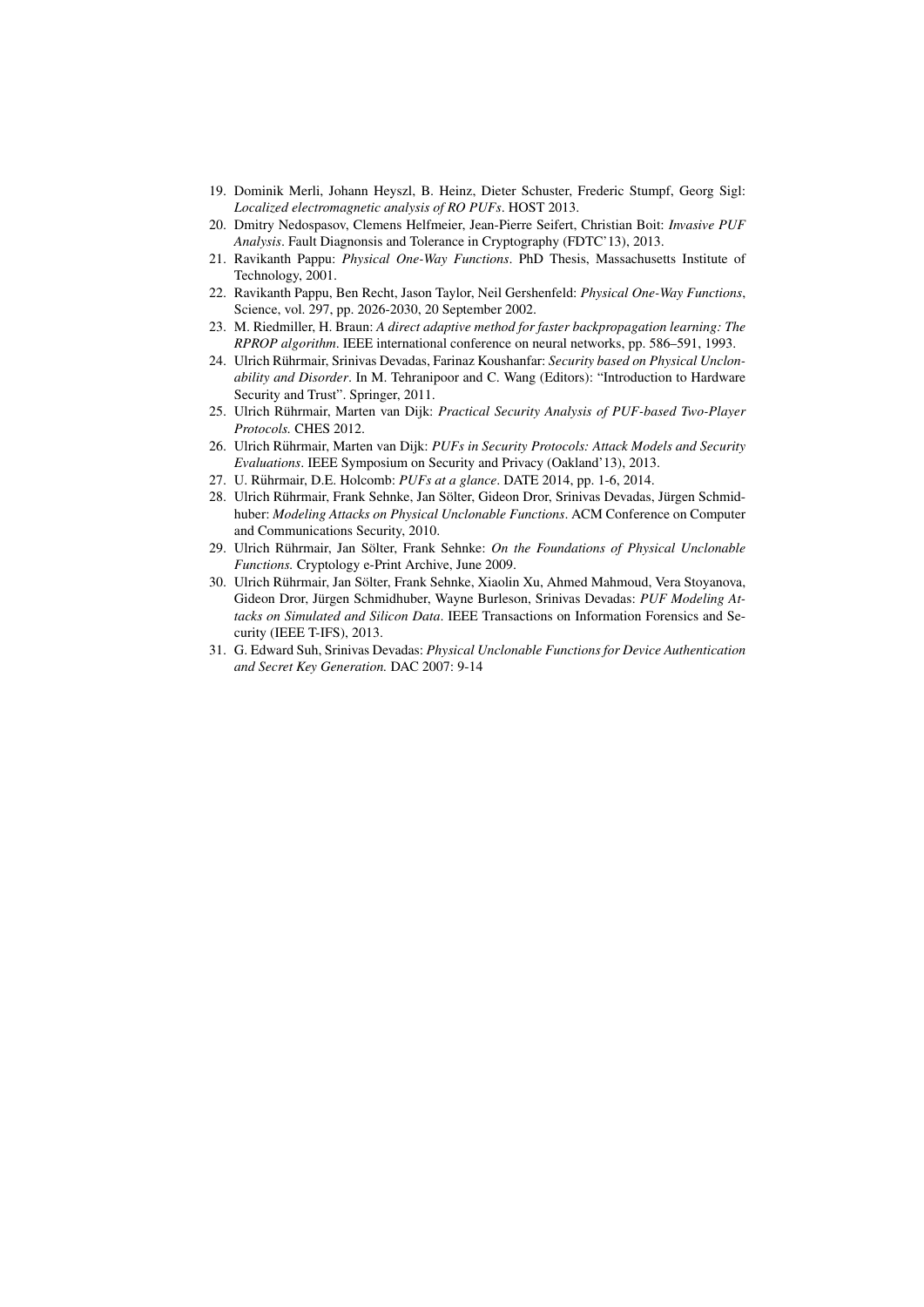19. Dominik Merli, Johann Heyszl, B. Heinz, Dieter Schuster, Frederic Stumpf, Georg Sigl: *Localized electromagnetic analysis of RO PUFs*. HOST 2013.
20. Dmitry Nedospasov, Clemens Helfmeier, Jean-Pierre Seifert, Christian Boit: *Invasive PUF Analysis*. Fault Diagnonsis and Tolerance in Cryptography (FDTC'13), 2013.
21. Ravikanth Pappu: *Physical One-Way Functions*. PhD Thesis, Massachusetts Institute of Technology, 2001.
22. Ravikanth Pappu, Ben Recht, Jason Taylor, Neil Gershenfeld: *Physical One-Way Functions*, Science, vol. 297, pp. 2026-2030, 20 September 2002.
23. M. Riedmiller, H. Braun: *A direct adaptive method for faster backpropagation learning: The RPROP algorithm*. IEEE international conference on neural networks, pp. 586–591, 1993.
24. Ulrich Rührmair, Srinivas Devadas, Farinaz Koushanfar: *Security based on Physical Unclonability and Disorder*. In M. Tehranipoor and C. Wang (Editors): "Introduction to Hardware Security and Trust". Springer, 2011.
25. Ulrich Rührmair, Marten van Dijk: *Practical Security Analysis of PUF-based Two-Player Protocols.* CHES 2012.
26. Ulrich Rührmair, Marten van Dijk: *PUFs in Security Protocols: Attack Models and Security Evaluations*. IEEE Symposium on Security and Privacy (Oakland'13), 2013.
27. U. Rührmair, D.E. Holcomb: *PUFs at a glance*. DATE 2014, pp. 1-6, 2014.
28. Ulrich Rührmair, Frank Sehnke, Jan Sölter, Gideon Dror, Srinivas Devadas, Jürgen Schmidhuber: *Modeling Attacks on Physical Unclonable Functions*. ACM Conference on Computer and Communications Security, 2010.
29. Ulrich Rührmair, Jan Sölter, Frank Sehnke: *On the Foundations of Physical Unclonable Functions.* Cryptology e-Print Archive, June 2009.
30. Ulrich Rührmair, Jan Sölter, Frank Sehnke, Xiaolin Xu, Ahmed Mahmoud, Vera Stoyanova, Gideon Dror, Jürgen Schmidhuber, Wayne Burleson, Srinivas Devadas: *PUF Modeling Attacks on Simulated and Silicon Data*. IEEE Transactions on Information Forensics and Security (IEEE T-IFS), 2013.
31. G. Edward Suh, Srinivas Devadas: *Physical Unclonable Functions for Device Authentication and Secret Key Generation.* DAC 2007: 9-14